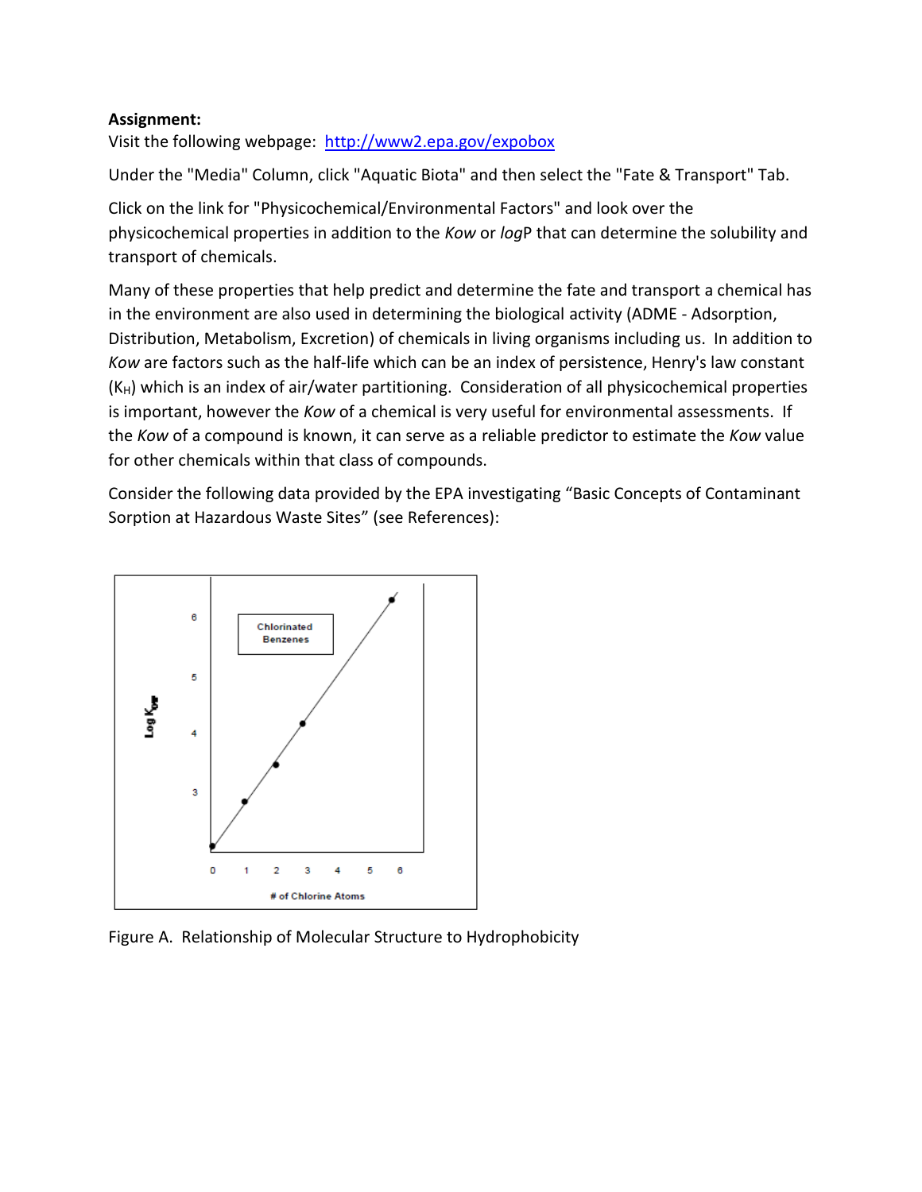**Assignment:**

Visit the following webpage: [http://www2.epa.gov/expobox](http://www2.epa.gov/expobox)

Under the "Media" Column, click "Aquatic Biota" and then select the "Fate & Transport" Tab.

Click on the link for "Physicochemical/Environmental Factors" and look over the physicochemical properties in addition to the *Kow* or *log*P that can determine the solubility and transport of chemicals.

Many of these properties that help predict and determine the fate and transport a chemical has in the environment are also used in determining the biological activity (ADME - Adsorption, Distribution, Metabolism, Excretion) of chemicals in living organisms including us. In addition to *Kow* are factors such as the half-life which can be an index of persistence, Henry's law constant ($K_H$) which is an index of air/water partitioning. Consideration of all physicochemical properties is important, however the *Kow* of a chemical is very useful for environmental assessments. If the *Kow* of a compound is known, it can serve as a reliable predictor to estimate the *Kow* value for other chemicals within that class of compounds.

Consider the following data provided by the EPA investigating "Basic Concepts of Contaminant Sorption at Hazardous Waste Sites" (see References):

Figure A. Relationship of Molecular Structure to Hydrophobicity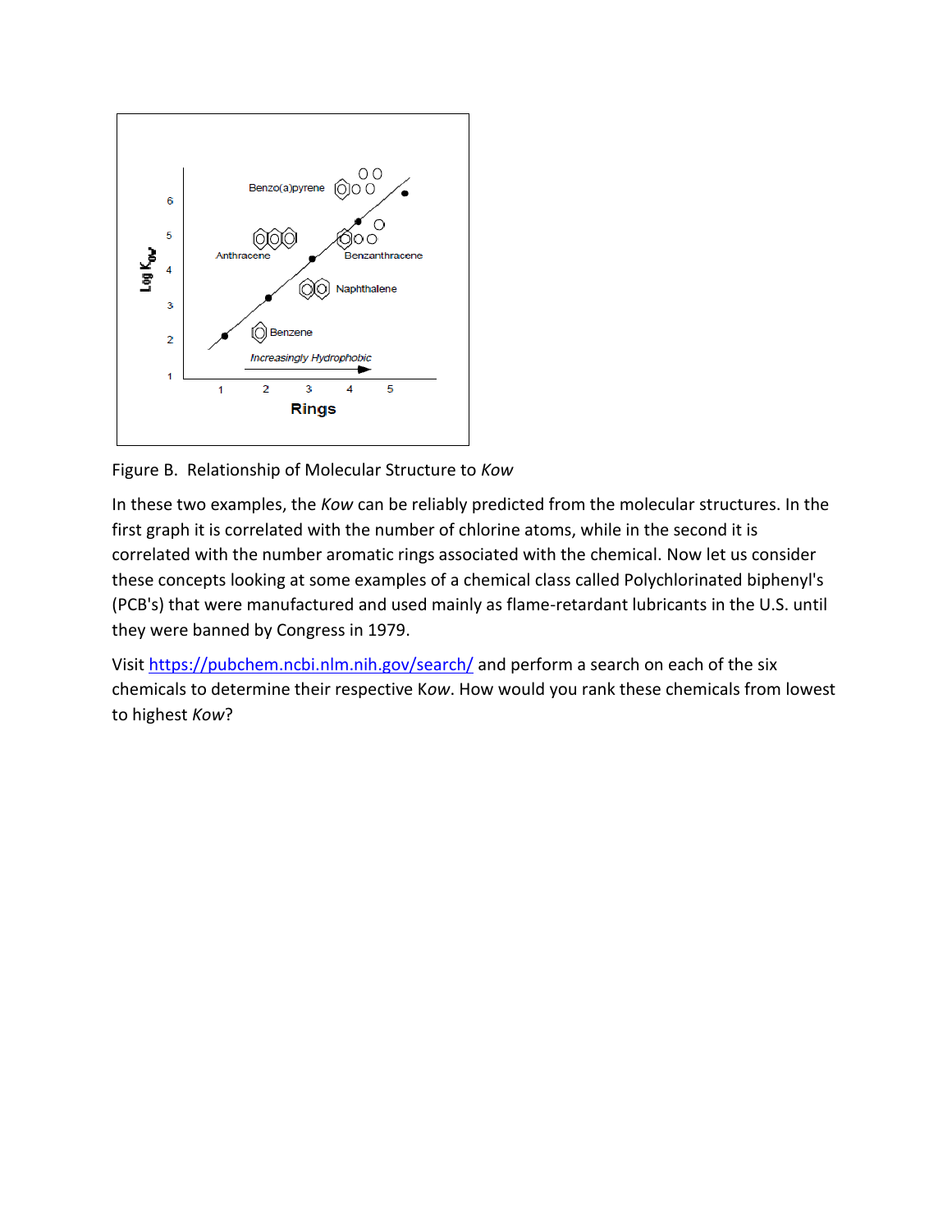Figure B. Relationship of Molecular Structure to *Kow*

In these two examples, the *Kow* can be reliably predicted from the molecular structures. In the first graph it is correlated with the number of chlorine atoms, while in the second it is correlated with the number aromatic rings associated with the chemical. Now let us consider these concepts looking at some examples of a chemical class called Polychlorinated biphenyl's (PCB's) that were manufactured and used mainly as flame-retardant lubricants in the U.S. until they were banned by Congress in 1979.

Visit [https://pubchem.ncbi.nlm.nih.gov/search/](https://pubchem.ncbi.nlm.nih.gov/search/) and perform a search on each of the six chemicals to determine their respective K*ow*. How would you rank these chemicals from lowest to highest *Kow*?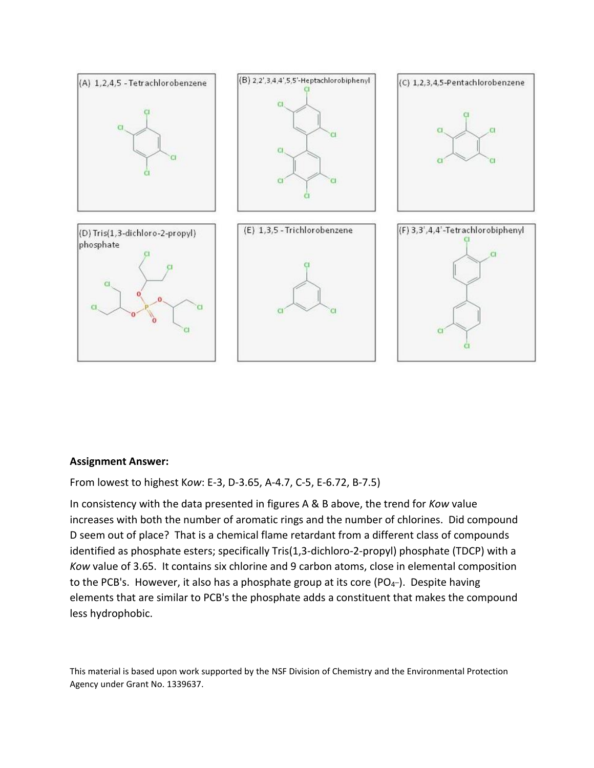(A) 1,2,4,5 - Tetrachlorobenzene

(B) 2,2',3,4,4',5,5'-Heptachlorobiphenyl

(C) 1,2,3,4,5-Pentachlorobenzene

(D) Tris(1,3-dichloro-2-propyl) phosphate

(E) 1,3,5 - Trichlorobenzene

(F) 3,3',4,4'-Tetrachlorobiphenyl

**Assignment Answer:**

From lowest to highest K*ow*: E-3, D-3.65, A-4.7, C-5, E-6.72, B-7.5)

In consistency with the data presented in figures A & B above, the trend for *Kow* value increases with both the number of aromatic rings and the number of chlorines. Did compound D seem out of place? That is a chemical flame retardant from a different class of compounds identified as phosphate esters; specifically Tris(1,3-dichloro-2-propyl) phosphate (TDCP) with a *Kow* value of 3.65. It contains six chlorine and 9 carbon atoms, close in elemental composition to the PCB's. However, it also has a phosphate group at its core ($PO_4^-$). Despite having elements that are similar to PCB's the phosphate adds a constituent that makes the compound less hydrophobic.

This material is based upon work supported by the NSF Division of Chemistry and the Environmental Protection Agency under Grant No. 1339637.